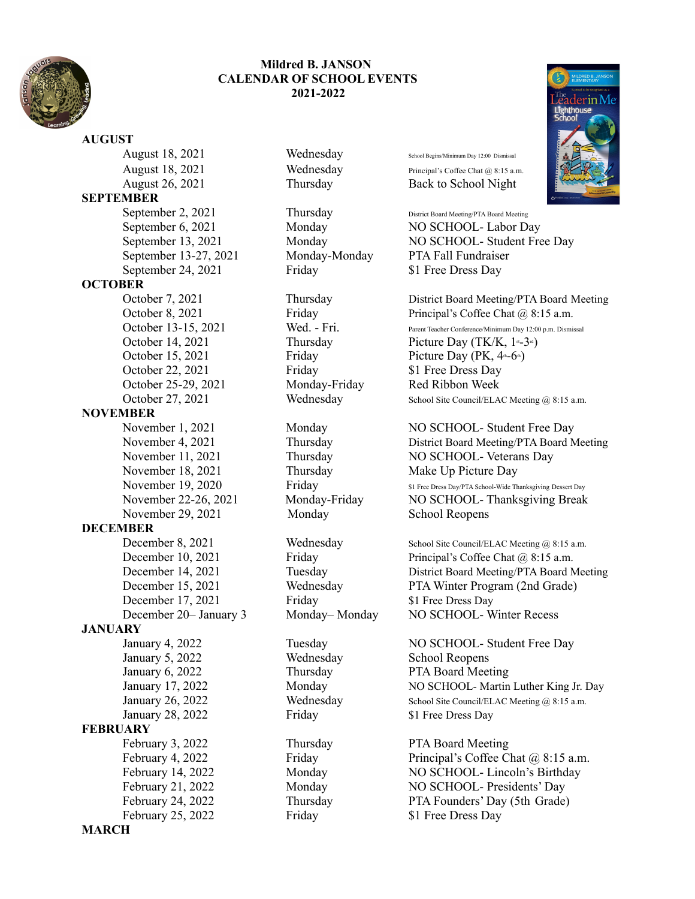# Mildred B. JANSON
## CALENDAR OF SCHOOL EVENTS
## 2021-2022

### AUGUST

| Date | Day | Event |
|---|---|---|
| August 18, 2021 | Wednesday | School Begins/Minimum Day 12:00 Dismissal |
| August 18, 2021 | Wednesday | Principal's Coffee Chat @ 8:15 a.m. |
| August 26, 2021 | Thursday | Back to School Night |

### SEPTEMBER

| Date | Day | Event |
|---|---|---|
| September 2, 2021 | Thursday | District Board Meeting/PTA Board Meeting |
| September 6, 2021 | Monday | NO SCHOOL- Labor Day |
| September 13, 2021 | Monday | NO SCHOOL- Student Free Day |
| September 13-27, 2021 | Monday-Monday | PTA Fall Fundraiser |
| September 24, 2021 | Friday | $1 Free Dress Day |

### OCTOBER

| Date | Day | Event |
|---|---|---|
| October 7, 2021 | Thursday | District Board Meeting/PTA Board Meeting |
| October 8, 2021 | Friday | Principal's Coffee Chat @ 8:15 a.m. |
| October 13-15, 2021 | Wed. - Fri. | Parent Teacher Conference/Minimum Day 12:00 p.m. Dismissal |
| October 14, 2021 | Thursday | Picture Day (TK/K, 1st-3rd) |
| October 15, 2021 | Friday | Picture Day (PK, 4th-6th) |
| October 22, 2021 | Friday | $1 Free Dress Day |
| October 25-29, 2021 | Monday-Friday | Red Ribbon Week |
| October 27, 2021 | Wednesday | School Site Council/ELAC Meeting @ 8:15 a.m. |

### NOVEMBER

| Date | Day | Event |
|---|---|---|
| November 1, 2021 | Monday | NO SCHOOL- Student Free Day |
| November 4, 2021 | Thursday | District Board Meeting/PTA Board Meeting |
| November 11, 2021 | Thursday | NO SCHOOL- Veterans Day |
| November 18, 2021 | Thursday | Make Up Picture Day |
| November 19, 2020 | Friday | $1 Free Dress Day/PTA School-Wide Thanksgiving Dessert Day |
| November 22-26, 2021 | Monday-Friday | NO SCHOOL- Thanksgiving Break |
| November 29, 2021 | Monday | School Reopens |

### DECEMBER

| Date | Day | Event |
|---|---|---|
| December 8, 2021 | Wednesday | School Site Council/ELAC Meeting @ 8:15 a.m. |
| December 10, 2021 | Friday | Principal's Coffee Chat @ 8:15 a.m. |
| December 14, 2021 | Tuesday | District Board Meeting/PTA Board Meeting |
| December 15, 2021 | Wednesday | PTA Winter Program (2nd Grade) |
| December 17, 2021 | Friday | $1 Free Dress Day |
| December 20– January 3 | Monday– Monday | NO SCHOOL- Winter Recess |

### JANUARY

| Date | Day | Event |
|---|---|---|
| January 4, 2022 | Tuesday | NO SCHOOL- Student Free Day |
| January 5, 2022 | Wednesday | School Reopens |
| January 6, 2022 | Thursday | PTA Board Meeting |
| January 17, 2022 | Monday | NO SCHOOL- Martin Luther King Jr. Day |
| January 26, 2022 | Wednesday | School Site Council/ELAC Meeting @ 8:15 a.m. |
| January 28, 2022 | Friday | $1 Free Dress Day |

### FEBRUARY

| Date | Day | Event |
|---|---|---|
| February 3, 2022 | Thursday | PTA Board Meeting |
| February 4, 2022 | Friday | Principal's Coffee Chat @ 8:15 a.m. |
| February 14, 2022 | Monday | NO SCHOOL- Lincoln's Birthday |
| February 21, 2022 | Monday | NO SCHOOL- Presidents' Day |
| February 24, 2022 | Thursday | PTA Founders' Day (5th Grade) |
| February 25, 2022 | Friday | $1 Free Dress Day |

### MARCH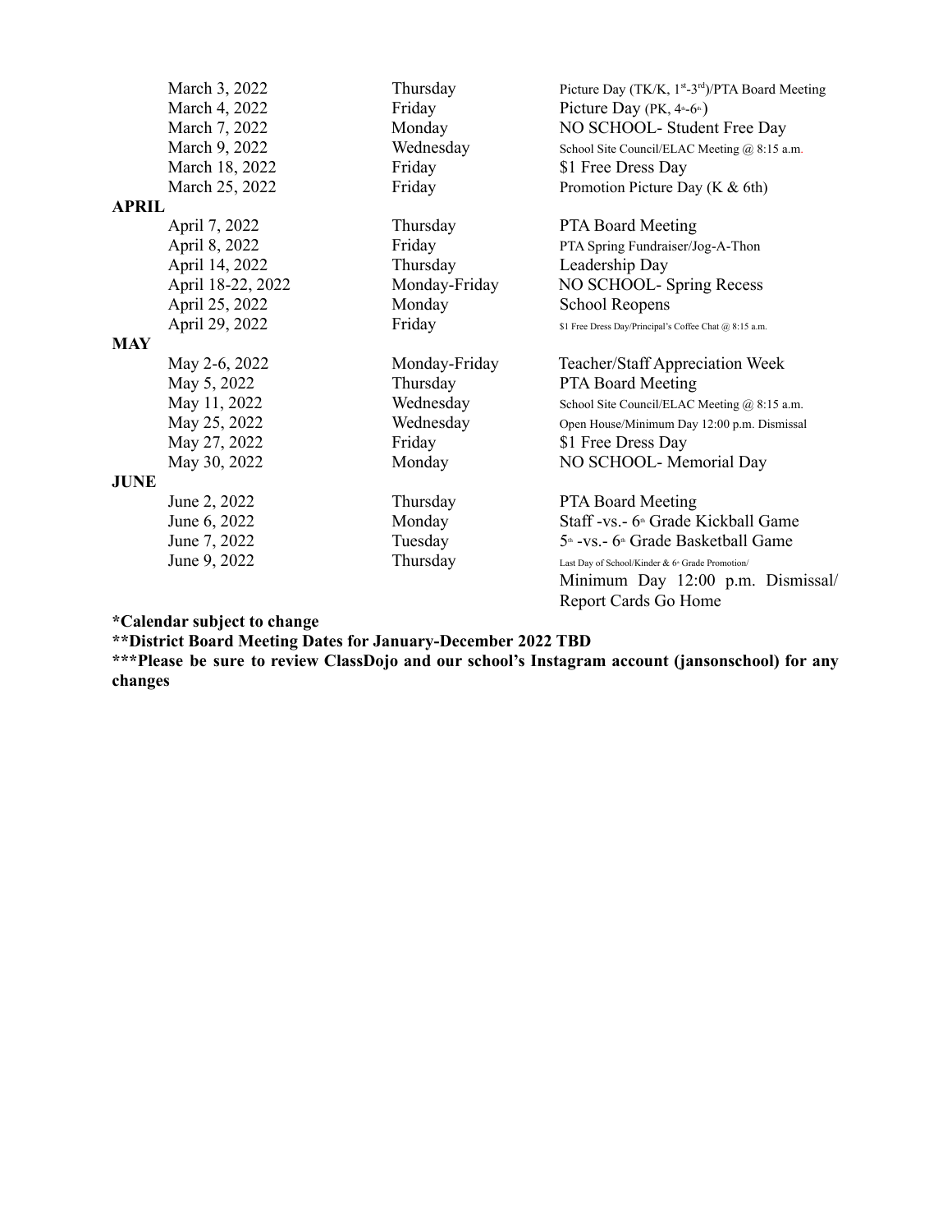| | | |
|---|---|---|
| March 3, 2022 | Thursday | Picture Day (TK/K, 1st-3rd)/PTA Board Meeting |
| March 4, 2022 | Friday | Picture Day (PK, 4th-6th) |
| March 7, 2022 | Monday | NO SCHOOL- Student Free Day |
| March 9, 2022 | Wednesday | School Site Council/ELAC Meeting @ 8:15 a.m. |
| March 18, 2022 | Friday | $1 Free Dress Day |
| March 25, 2022 | Friday | Promotion Picture Day (K & 6th) |
| **APRIL** | | |
| April 7, 2022 | Thursday | PTA Board Meeting |
| April 8, 2022 | Friday | PTA Spring Fundraiser/Jog-A-Thon |
| April 14, 2022 | Thursday | Leadership Day |
| April 18-22, 2022 | Monday-Friday | NO SCHOOL- Spring Recess |
| April 25, 2022 | Monday | School Reopens |
| April 29, 2022 | Friday | $1 Free Dress Day/Principal's Coffee Chat @ 8:15 a.m. |
| **MAY** | | |
| May 2-6, 2022 | Monday-Friday | Teacher/Staff Appreciation Week |
| May 5, 2022 | Thursday | PTA Board Meeting |
| May 11, 2022 | Wednesday | School Site Council/ELAC Meeting @ 8:15 a.m. |
| May 25, 2022 | Wednesday | Open House/Minimum Day 12:00 p.m. Dismissal |
| May 27, 2022 | Friday | $1 Free Dress Day |
| May 30, 2022 | Monday | NO SCHOOL- Memorial Day |
| **JUNE** | | |
| June 2, 2022 | Thursday | PTA Board Meeting |
| June 6, 2022 | Monday | Staff -vs.- 6th Grade Kickball Game |
| June 7, 2022 | Tuesday | 5th -vs.- 6th Grade Basketball Game |
| June 9, 2022 | Thursday | Last Day of School/Kinder & 6th Grade Promotion/ Minimum Day 12:00 p.m. Dismissal/ Report Cards Go Home |

**\*Calendar subject to change**

**\*\*District Board Meeting Dates for January-December 2022 TBD**

**\*\*\*Please be sure to review ClassDojo and our school's Instagram account (jansonschool) for any changes**